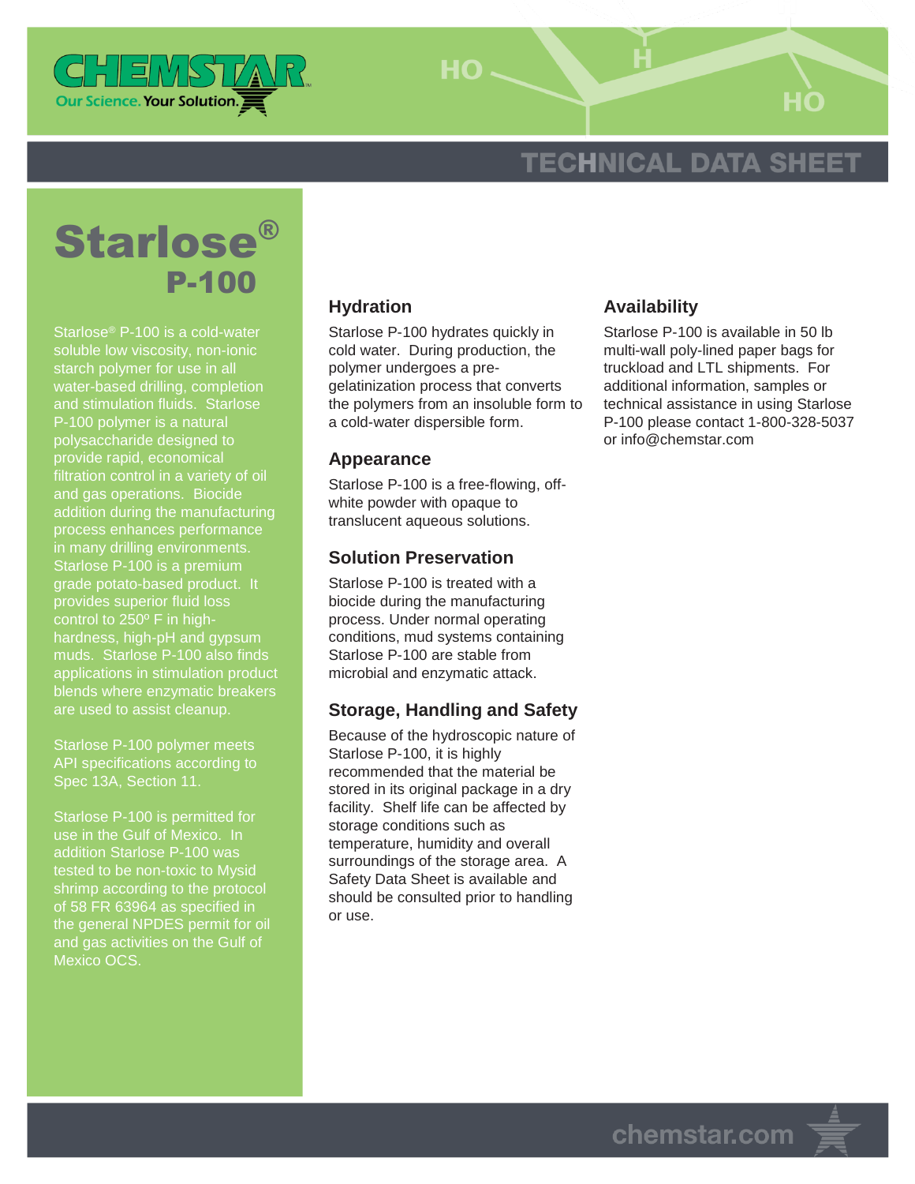# Starlose® P-100

Starlose® P-100 is a cold-water soluble low viscosity, non-ionic starch polymer for use in all water-based drilling, completion and stimulation fluids. Starlose P-100 polymer is a natural polysaccharide designed to provide rapid, economical filtration control in a variety of oil and gas operations. Biocide addition during the manufacturing process enhances performance in many drilling environments. Starlose P-100 is a premium grade potato-based product. It provides superior fluid loss control to 250º F in high-hardness, high-pH and gypsum muds. Starlose P-100 also finds applications in stimulation product blends where enzymatic breakers are used to assist cleanup.

Starlose P-100 polymer meets API specifications according to Spec 13A, Section 11.

Starlose P-100 is permitted for use in the Gulf of Mexico. In addition Starlose P-100 was tested to be non-toxic to Mysid shrimp according to the protocol of 58 FR 63964 as specified in the general NPDES permit for oil and gas activities on the Gulf of Mexico OCS.

## Hydration

Starlose P-100 hydrates quickly in cold water. During production, the polymer undergoes a pre-gelatinization process that converts the polymers from an insoluble form to a cold-water dispersible form.

## Appearance

Starlose P-100 is a free-flowing, off-white powder with opaque to translucent aqueous solutions.

## Solution Preservation

Starlose P-100 is treated with a biocide during the manufacturing process. Under normal operating conditions, mud systems containing Starlose P-100 are stable from microbial and enzymatic attack.

## Storage, Handling and Safety

Because of the hydroscopic nature of Starlose P-100, it is highly recommended that the material be stored in its original package in a dry facility. Shelf life can be affected by storage conditions such as temperature, humidity and overall surroundings of the storage area. A Safety Data Sheet is available and should be consulted prior to handling or use.

## Availability

Starlose P-100 is available in 50 lb multi-wall poly-lined paper bags for truckload and LTL shipments. For additional information, samples or technical assistance in using Starlose P-100 please contact 1-800-328-5037 or info@chemstar.com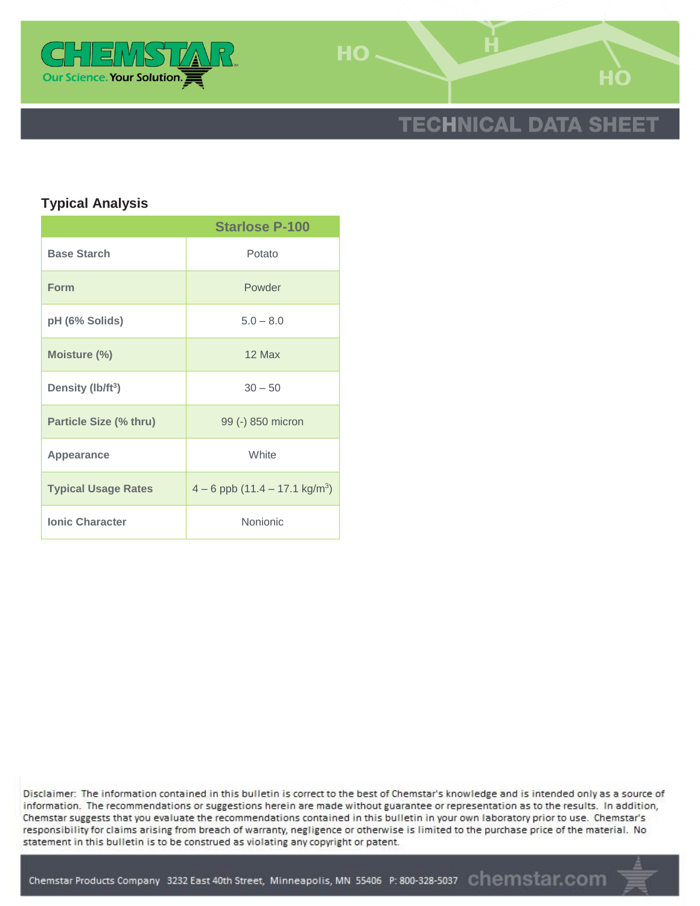## Typical Analysis

| | Starlose P-100 |
|---|---|
| **Base Starch** | Potato |
| **Form** | Powder |
| **pH (6% Solids)** | 5.0 – 8.0 |
| **Moisture (%)** | 12 Max |
| **Density (lb/ft³)** | 30 – 50 |
| **Particle Size (% thru)** | 99 (-) 850 micron |
| **Appearance** | White |
| **Typical Usage Rates** | 4 – 6 ppb (11.4 – 17.1 kg/m³) |
| **Ionic Character** | Nonionic |

Disclaimer: The information contained in this bulletin is correct to the best of Chemstar's knowledge and is intended only as a source of information. The recommendations or suggestions herein are made without guarantee or representation as to the results. In addition, Chemstar suggests that you evaluate the recommendations contained in this bulletin in your own laboratory prior to use. Chemstar's responsibility for claims arising from breach of warranty, negligence or otherwise is limited to the purchase price of the material. No statement in this bulletin is to be construed as violating any copyright or patent.